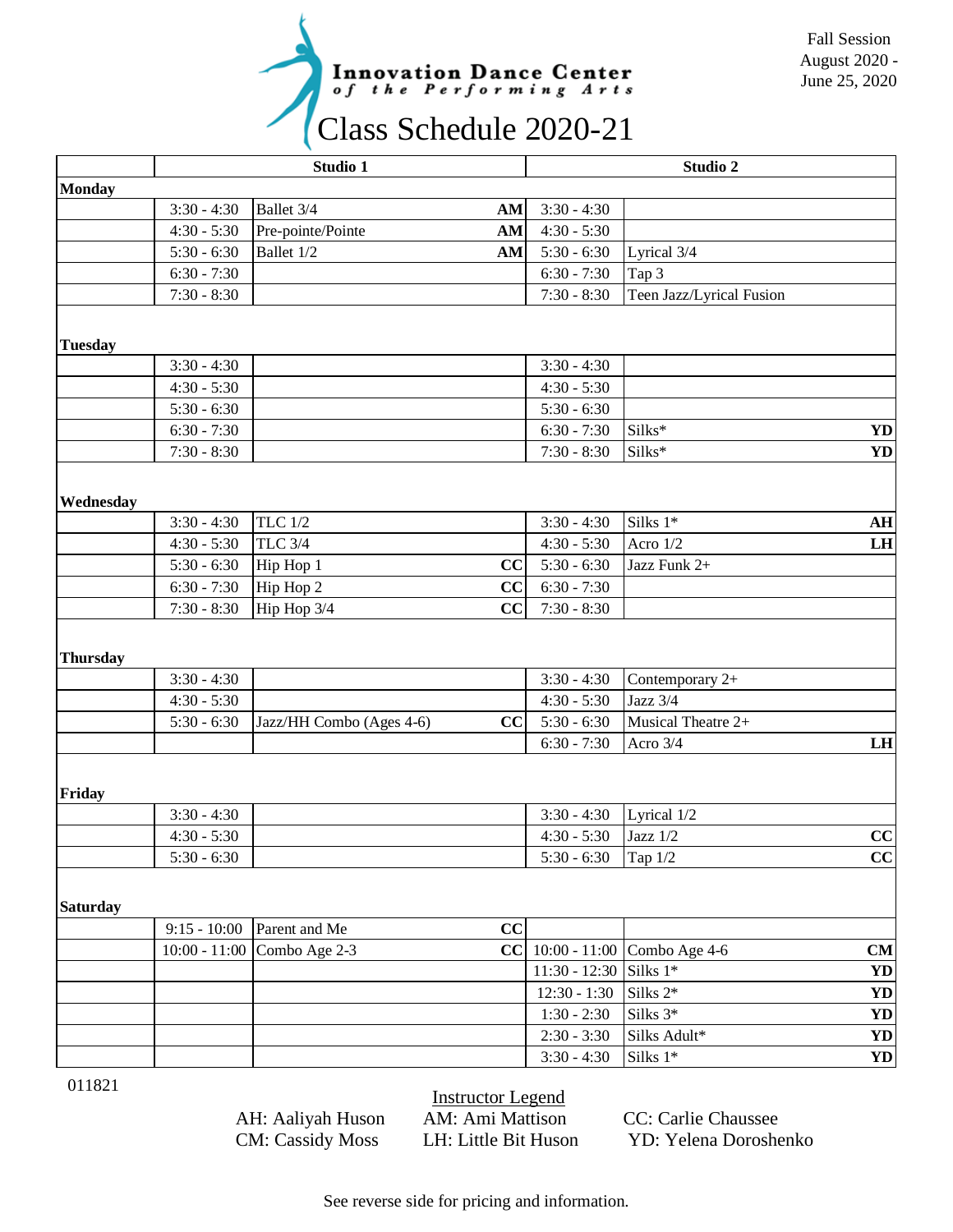Innovation Dance Center of the Performing Arts

# Class Schedule 2020-21

Fall Session
August 2020 -
June 25, 2020

| | Studio 1 | | | Studio 2 | | |
|---|---|---|---|---|---|---|
| **Monday** | | | | | | |
| | 3:30 - 4:30 | Ballet 3/4 | **AM** | 3:30 - 4:30 | | |
| | 4:30 - 5:30 | Pre-pointe/Pointe | **AM** | 4:30 - 5:30 | | |
| | 5:30 - 6:30 | Ballet 1/2 | **AM** | 5:30 - 6:30 | Lyrical 3/4 | |
| | 6:30 - 7:30 | | | 6:30 - 7:30 | Tap 3 | |
| | 7:30 - 8:30 | | | 7:30 - 8:30 | Teen Jazz/Lyrical Fusion | |
| **Tuesday** | | | | | | |
| | 3:30 - 4:30 | | | 3:30 - 4:30 | | |
| | 4:30 - 5:30 | | | 4:30 - 5:30 | | |
| | 5:30 - 6:30 | | | 5:30 - 6:30 | | |
| | 6:30 - 7:30 | | | 6:30 - 7:30 | Silks* | **YD** |
| | 7:30 - 8:30 | | | 7:30 - 8:30 | Silks* | **YD** |
| **Wednesday** | | | | | | |
| | 3:30 - 4:30 | TLC 1/2 | | 3:30 - 4:30 | Silks 1* | **AH** |
| | 4:30 - 5:30 | TLC 3/4 | | 4:30 - 5:30 | Acro 1/2 | **LH** |
| | 5:30 - 6:30 | Hip Hop 1 | **CC** | 5:30 - 6:30 | Jazz Funk 2+ | |
| | 6:30 - 7:30 | Hip Hop 2 | **CC** | 6:30 - 7:30 | | |
| | 7:30 - 8:30 | Hip Hop 3/4 | **CC** | 7:30 - 8:30 | | |
| **Thursday** | | | | | | |
| | 3:30 - 4:30 | | | 3:30 - 4:30 | Contemporary 2+ | |
| | 4:30 - 5:30 | | | 4:30 - 5:30 | Jazz 3/4 | |
| | 5:30 - 6:30 | Jazz/HH Combo (Ages 4-6) | **CC** | 5:30 - 6:30 | Musical Theatre 2+ | |
| | | | | 6:30 - 7:30 | Acro 3/4 | **LH** |
| **Friday** | | | | | | |
| | 3:30 - 4:30 | | | 3:30 - 4:30 | Lyrical 1/2 | |
| | 4:30 - 5:30 | | | 4:30 - 5:30 | Jazz 1/2 | **CC** |
| | 5:30 - 6:30 | | | 5:30 - 6:30 | Tap 1/2 | **CC** |
| **Saturday** | | | | | | |
| | 9:15 - 10:00 | Parent and Me | **CC** | | | |
| | 10:00 - 11:00 | Combo Age 2-3 | **CC** | 10:00 - 11:00 | Combo Age 4-6 | **CM** |
| | | | | 11:30 - 12:30 | Silks 1* | **YD** |
| | | | | 12:30 - 1:30 | Silks 2* | **YD** |
| | | | | 1:30 - 2:30 | Silks 3* | **YD** |
| | | | | 2:30 - 3:30 | Silks Adult* | **YD** |
| | | | | 3:30 - 4:30 | Silks 1* | **YD** |

011821

Instructor Legend

AH: Aaliyah Huson
AM: Ami Mattison
CC: Carlie Chaussee
CM: Cassidy Moss
LH: Little Bit Huson
YD: Yelena Doroshenko

See reverse side for pricing and information.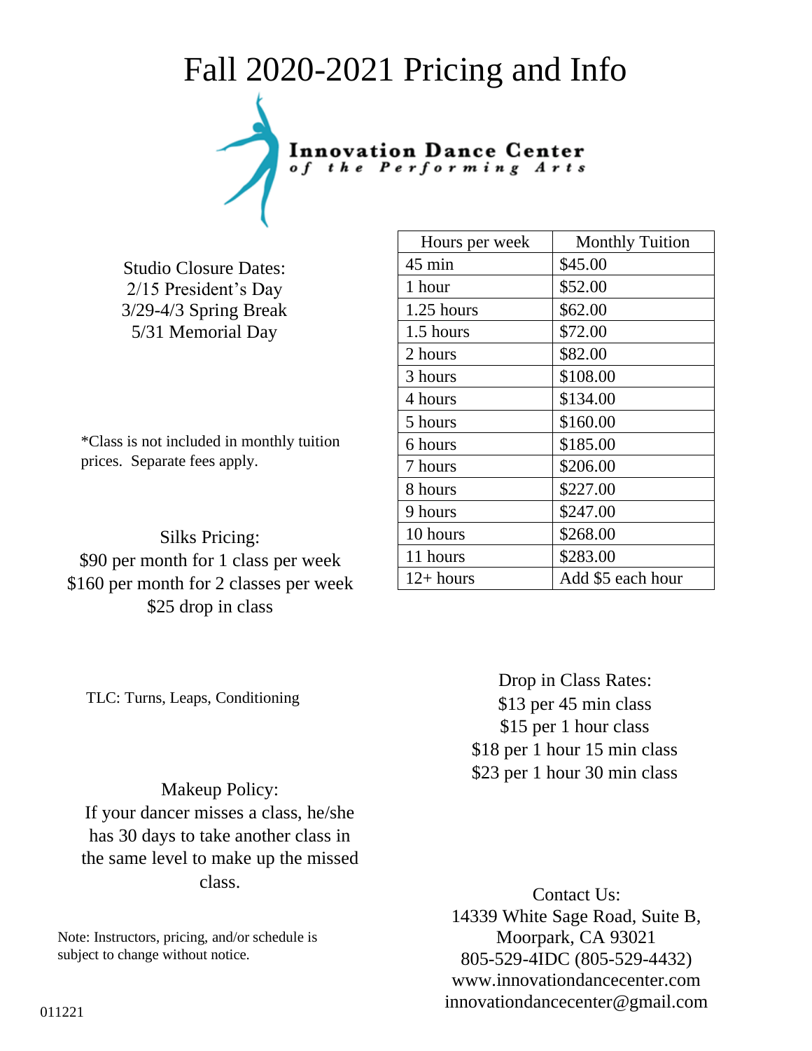# Fall 2020-2021 Pricing and Info

**Innovation Dance Center**
*of the Performing Arts*

Studio Closure Dates:
2/15 President's Day
3/29-4/3 Spring Break
5/31 Memorial Day

| Hours per week | Monthly Tuition |
|---|---|
| 45 min | $45.00 |
| 1 hour | $52.00 |
| 1.25 hours | $62.00 |
| 1.5 hours | $72.00 |
| 2 hours | $82.00 |
| 3 hours | $108.00 |
| 4 hours | $134.00 |
| 5 hours | $160.00 |
| 6 hours | $185.00 |
| 7 hours | $206.00 |
| 8 hours | $227.00 |
| 9 hours | $247.00 |
| 10 hours | $268.00 |
| 11 hours | $283.00 |
| 12+ hours | Add $5 each hour |

*Class is not included in monthly tuition prices. Separate fees apply.

Silks Pricing:
$90 per month for 1 class per week
$160 per month for 2 classes per week
$25 drop in class

TLC: Turns, Leaps, Conditioning

Drop in Class Rates:
$13 per 45 min class
$15 per 1 hour class
$18 per 1 hour 15 min class
$23 per 1 hour 30 min class

Makeup Policy:
If your dancer misses a class, he/she has 30 days to take another class in the same level to make up the missed class.

Note: Instructors, pricing, and/or schedule is subject to change without notice.

Contact Us:
14339 White Sage Road, Suite B,
Moorpark, CA 93021
805-529-4IDC (805-529-4432)
www.innovationdancecenter.com
innovationdancecenter@gmail.com

011221